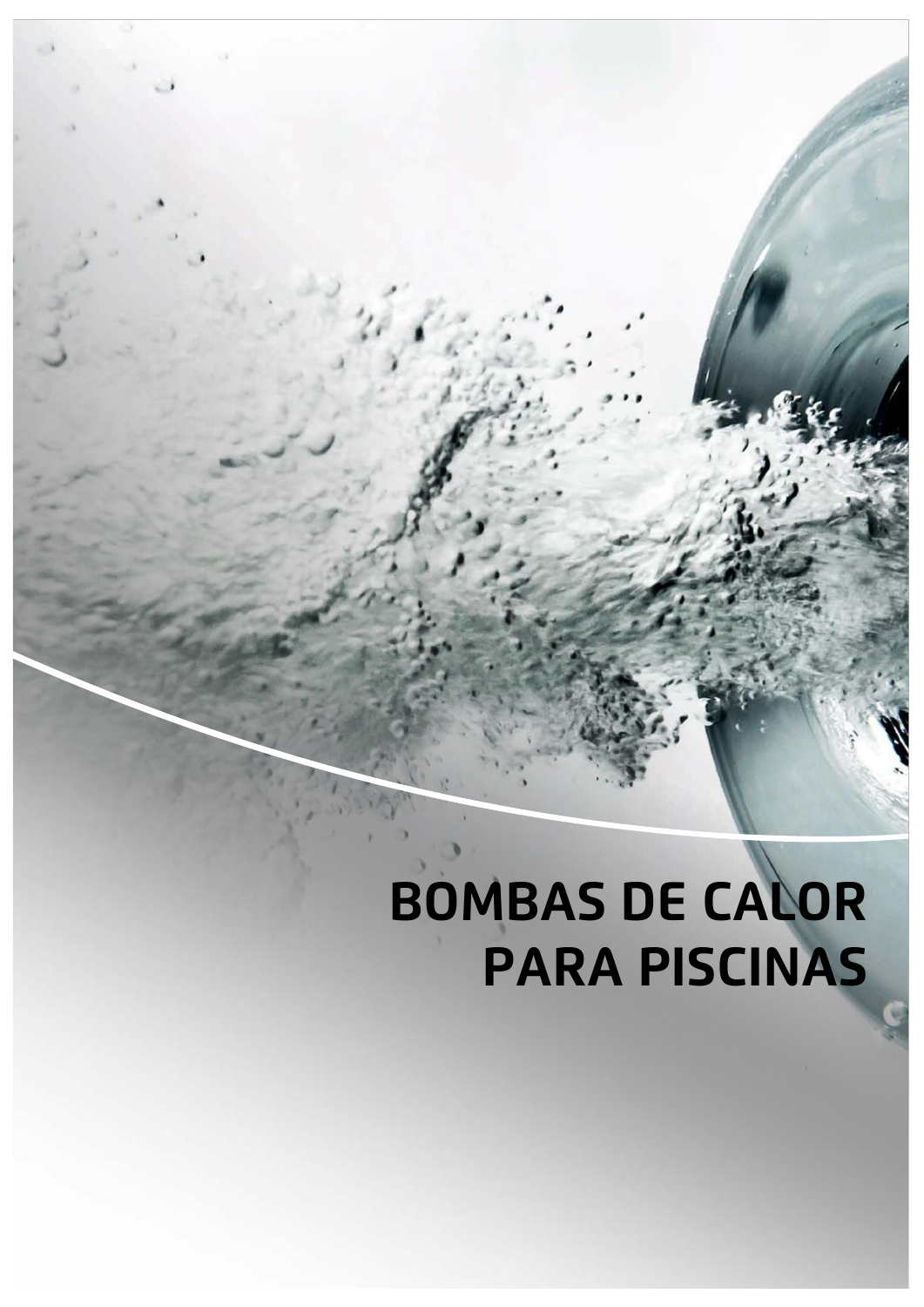# BOMBAS DE CALOR PARA PISCINAS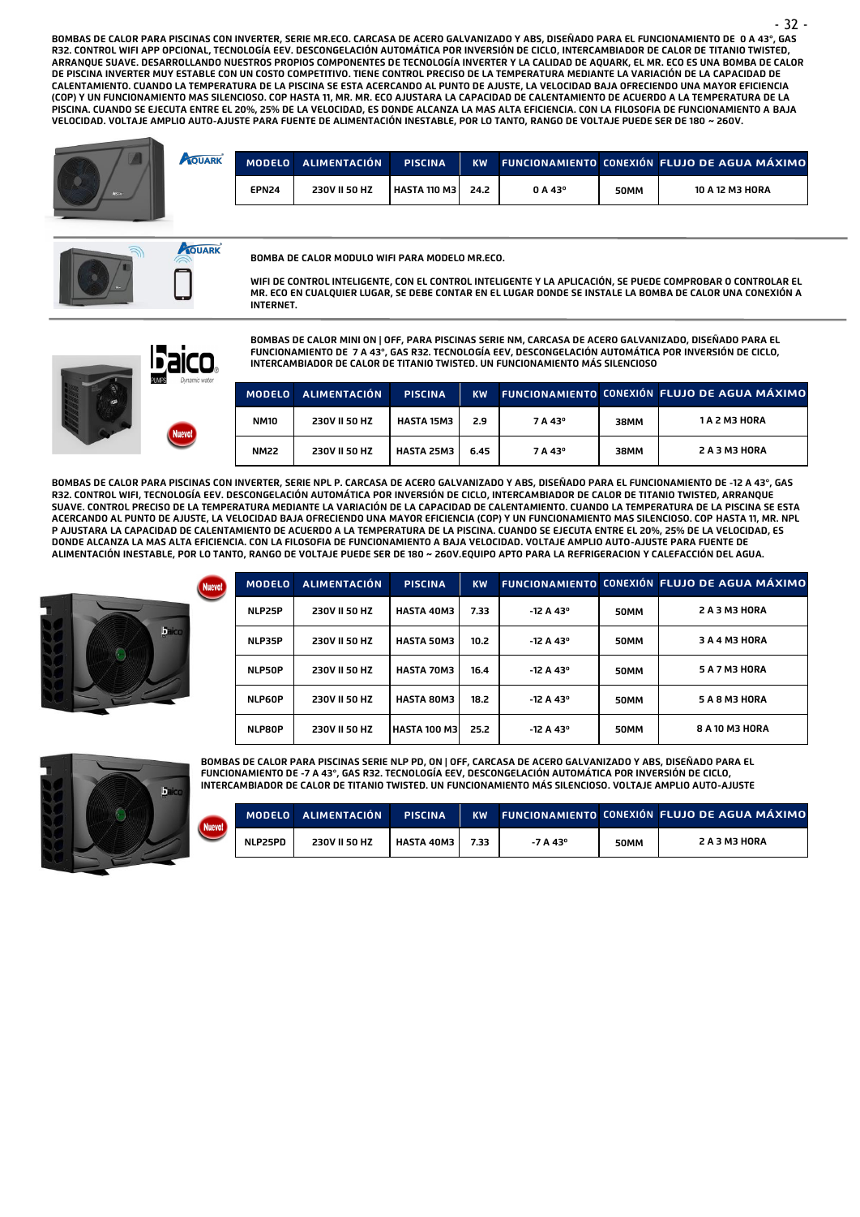BOMBAS DE CALOR PARA PISCINAS CON INVERTER, SERIE MR.ECO. CARCASA DE ACERO GALVANIZADO Y ABS, DISEÑADO PARA EL FUNCIONAMIENTO DE 0 A 43°, GAS R32. CONTROL WIFI APP OPCIONAL, TECNOLOGÍA EEV. DESCONGELACIÓN AUTOMÁTICA POR INVERSIÓN DE CICLO, INTERCAMBIADOR DE CALOR DE TITANIO TWISTED, ARRANQUE SUAVE. DESARROLLANDO NUESTROS PROPIOS COMPONENTES DE TECNOLOGÍA INVERTER Y LA CALIDAD DE AQUARK, EL MR. ECO ES UNA BOMBA DE CALOR DE PISCINA INVERTER MUY ESTABLE CON UN COSTO COMPETITIVO. TIENE CONTROL PRECISO DE LA TEMPERATURA MEDIANTE LA VARIACIÓN DE LA CAPACIDAD DE CALENTAMIENTO. CUANDO LA TEMPERATURA DE LA PISCINA SE ESTA ACERCANDO AL PUNTO DE AJUSTE, LA VELOCIDAD BAJA OFRECIENDO UNA MAYOR EFICIENCIA (COP) Y UN FUNCIONAMIENTO MAS SILENCIOSO. COP HASTA 11, MR. MR. ECO AJUSTARA LA CAPACIDAD DE CALENTAMIENTO DE ACUERDO A LA TEMPERATURA DE LA PISCINA. CUANDO SE EJECUTA ENTRE EL 20%, 25% DE LA VELOCIDAD, ES DONDE ALCANZA LA MAS ALTA EFICIENCIA. CON LA FILOSOFIA DE FUNCIONAMIENTO A BAJA VELOCIDAD. VOLTAJE AMPLIO AUTO-AJUSTE PARA FUENTE DE ALIMENTACIÓN INESTABLE, POR LO TANTO, RANGO DE VOLTAJE PUEDE SER DE 180 ~ 260V.

AQUARK

| MODELO | ALIMENTACIÓN | PISCINA | KW | FUNCIONAMIENTO | CONEXIÓN | FLUJO DE AGUA MÁXIMO |
|---|---|---|---|---|---|---|
| EPN24 | 230V II 50 HZ | HASTA 110 M3 | 24.2 | 0 A 43° | 50MM | 10 A 12 M3 HORA |

AQUARK

BOMBA DE CALOR MODULO WIFI PARA MODELO MR.ECO.

WIFI DE CONTROL INTELIGENTE, CON EL CONTROL INTELIGENTE Y LA APLICACIÓN, SE PUEDE COMPROBAR O CONTROLAR EL MR. ECO EN CUALQUIER LUGAR, SE DEBE CONTAR EN EL LUGAR DONDE SE INSTALE LA BOMBA DE CALOR UNA CONEXIÓN A INTERNET.

BOMBAS DE CALOR MINI ON | OFF, PARA PISCINAS SERIE NM, CARCASA DE ACERO GALVANIZADO, DISEÑADO PARA EL FUNCIONAMIENTO DE 7 A 43°, GAS R32. TECNOLOGÍA EEV, DESCONGELACIÓN AUTOMÁTICA POR INVERSIÓN DE CICLO, INTERCAMBIADOR DE CALOR DE TITANIO TWISTED. UN FUNCIONAMIENTO MÁS SILENCIOSO

baico PUMPS Dynamic water

Nuevo!

| MODELO | ALIMENTACIÓN | PISCINA | KW | FUNCIONAMIENTO | CONEXIÓN | FLUJO DE AGUA MÁXIMO |
|---|---|---|---|---|---|---|
| NM10 | 230V II 50 HZ | HASTA 15M3 | 2.9 | 7 A 43° | 38MM | 1 A 2 M3 HORA |
| NM22 | 230V II 50 HZ | HASTA 25M3 | 6.45 | 7 A 43° | 38MM | 2 A 3 M3 HORA |

BOMBAS DE CALOR PARA PISCINAS CON INVERTER, SERIE NPL P. CARCASA DE ACERO GALVANIZADO Y ABS, DISEÑADO PARA EL FUNCIONAMIENTO DE -12 A 43°, GAS R32. CONTROL WIFI, TECNOLOGÍA EEV. DESCONGELACIÓN AUTOMÁTICA POR INVERSIÓN DE CICLO, INTERCAMBIADOR DE CALOR DE TITANIO TWISTED, ARRANQUE SUAVE. CONTROL PRECISO DE LA TEMPERATURA MEDIANTE LA VARIACIÓN DE LA CAPACIDAD DE CALENTAMIENTO. CUANDO LA TEMPERATURA DE LA PISCINA SE ESTA ACERCANDO AL PUNTO DE AJUSTE, LA VELOCIDAD BAJA OFRECIENDO UNA MAYOR EFICIENCIA (COP) Y UN FUNCIONAMIENTO MAS SILENCIOSO. COP HASTA 11, MR. NPL P AJUSTARA LA CAPACIDAD DE CALENTAMIENTO DE ACUERDO A LA TEMPERATURA DE LA PISCINA. CUANDO SE EJECUTA ENTRE EL 20%, 25% DE LA VELOCIDAD, ES DONDE ALCANZA LA MAS ALTA EFICIENCIA. CON LA FILOSOFIA DE FUNCIONAMIENTO A BAJA VELOCIDAD. VOLTAJE AMPLIO AUTO-AJUSTE PARA FUENTE DE ALIMENTACIÓN INESTABLE, POR LO TANTO, RANGO DE VOLTAJE PUEDE SER DE 180 ~ 260V.EQUIPO APTO PARA LA REFRIGERACION Y CALEFACCIÓN DEL AGUA.

Nuevo!

| MODELO | ALIMENTACIÓN | PISCINA | KW | FUNCIONAMIENTO | CONEXIÓN | FLUJO DE AGUA MÁXIMO |
|---|---|---|---|---|---|---|
| NLP25P | 230V II 50 HZ | HASTA 40M3 | 7.33 | -12 A 43° | 50MM | 2 A 3 M3 HORA |
| NLP35P | 230V II 50 HZ | HASTA 50M3 | 10.2 | -12 A 43° | 50MM | 3 A 4 M3 HORA |
| NLP50P | 230V II 50 HZ | HASTA 70M3 | 16.4 | -12 A 43° | 50MM | 5 A 7 M3 HORA |
| NLP60P | 230V II 50 HZ | HASTA 80M3 | 18.2 | -12 A 43° | 50MM | 5 A 8 M3 HORA |
| NLP80P | 230V II 50 HZ | HASTA 100 M3 | 25.2 | -12 A 43° | 50MM | 8 A 10 M3 HORA |

BOMBAS DE CALOR PARA PISCINAS SERIE NLP PD, ON | OFF, CARCASA DE ACERO GALVANIZADO Y ABS, DISEÑADO PARA EL FUNCIONAMIENTO DE -7 A 43°, GAS R32. TECNOLOGÍA EEV, DESCONGELACIÓN AUTOMÁTICA POR INVERSIÓN DE CICLO, INTERCAMBIADOR DE CALOR DE TITANIO TWISTED. UN FUNCIONAMIENTO MÁS SILENCIOSO. VOLTAJE AMPLIO AUTO-AJUSTE

Nuevo!

| MODELO | ALIMENTACIÓN | PISCINA | KW | FUNCIONAMIENTO | CONEXIÓN | FLUJO DE AGUA MÁXIMO |
|---|---|---|---|---|---|---|
| NLP25PD | 230V II 50 HZ | HASTA 40M3 | 7.33 | -7 A 43° | 50MM | 2 A 3 M3 HORA |